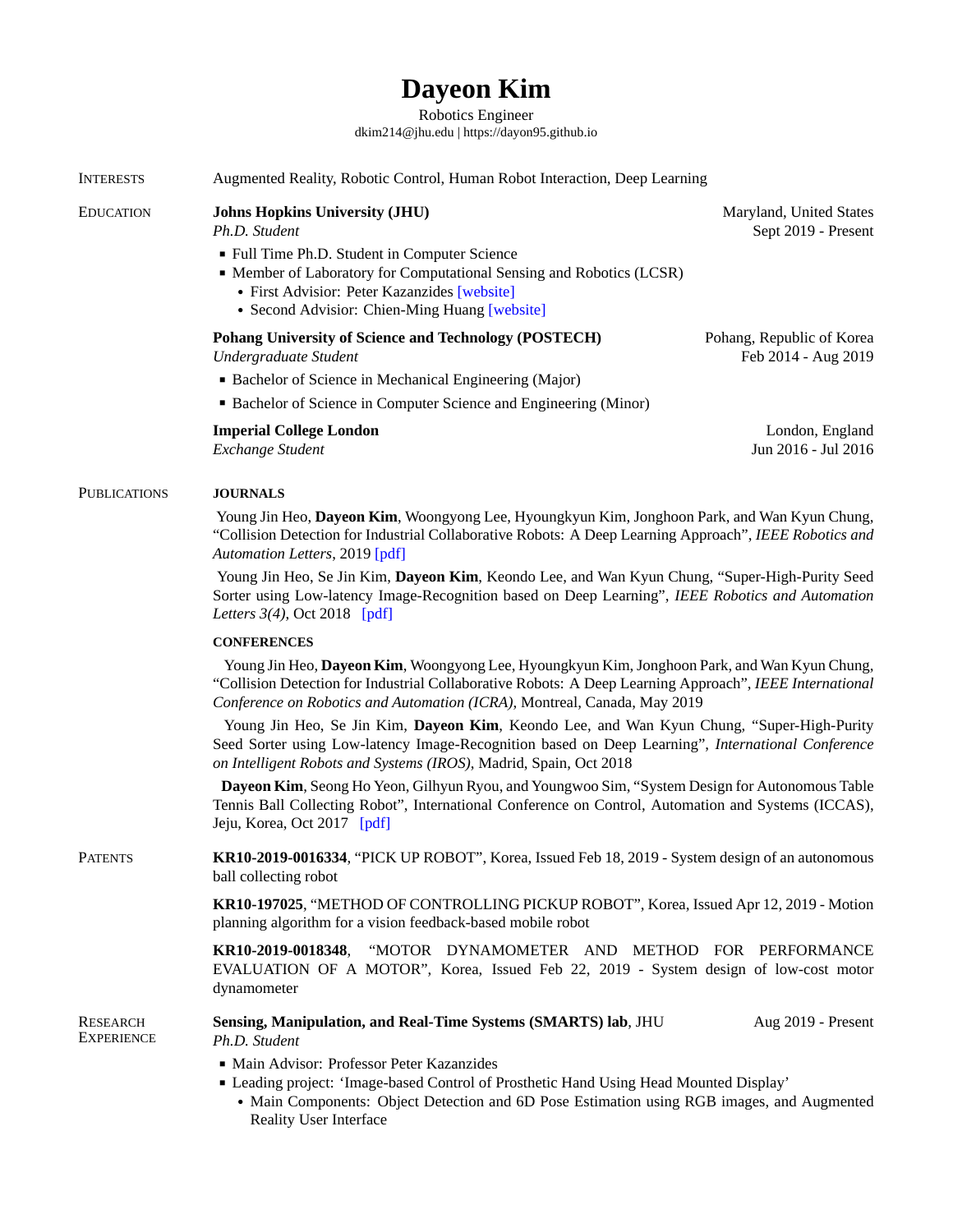# Dayeon Kim

Robotics Engineer
dkim214@jhu.edu | https://dayon95.github.io

## Interests

Augmented Reality, Robotic Control, Human Robot Interaction, Deep Learning

## Education

**Johns Hopkins University (JHU)** — Maryland, United States
*Ph.D. Student* — Sept 2019 - Present

- Full Time Ph.D. Student in Computer Science
- Member of Laboratory for Computational Sensing and Robotics (LCSR)
  - First Advisor: Peter Kazanzides [website]
  - Second Advisor: Chien-Ming Huang [website]

**Pohang University of Science and Technology (POSTECH)** — Pohang, Republic of Korea
*Undergraduate Student* — Feb 2014 - Aug 2019

- Bachelor of Science in Mechanical Engineering (Major)
- Bachelor of Science in Computer Science and Engineering (Minor)

**Imperial College London** — London, England
*Exchange Student* — Jun 2016 - Jul 2016

## Publications

### Journals

Young Jin Heo, **Dayeon Kim**, Woongyong Lee, Hyoungkyun Kim, Jonghoon Park, and Wan Kyun Chung, "Collision Detection for Industrial Collaborative Robots: A Deep Learning Approach", *IEEE Robotics and Automation Letters*, 2019 [pdf]

Young Jin Heo, Se Jin Kim, **Dayeon Kim**, Keondo Lee, and Wan Kyun Chung, "Super-High-Purity Seed Sorter using Low-latency Image-Recognition based on Deep Learning", *IEEE Robotics and Automation Letters 3(4)*, Oct 2018 [pdf]

### Conferences

Young Jin Heo, **Dayeon Kim**, Woongyong Lee, Hyoungkyun Kim, Jonghoon Park, and Wan Kyun Chung, "Collision Detection for Industrial Collaborative Robots: A Deep Learning Approach", *IEEE International Conference on Robotics and Automation (ICRA)*, Montreal, Canada, May 2019

Young Jin Heo, Se Jin Kim, **Dayeon Kim**, Keondo Lee, and Wan Kyun Chung, "Super-High-Purity Seed Sorter using Low-latency Image-Recognition based on Deep Learning", *International Conference on Intelligent Robots and Systems (IROS)*, Madrid, Spain, Oct 2018

**Dayeon Kim**, Seong Ho Yeon, Gilhyun Ryou, and Youngwoo Sim, "System Design for Autonomous Table Tennis Ball Collecting Robot", International Conference on Control, Automation and Systems (ICCAS), Jeju, Korea, Oct 2017 [pdf]

## Patents

**KR10-2019-0016334**, "PICK UP ROBOT", Korea, Issued Feb 18, 2019 - System design of an autonomous ball collecting robot

**KR10-197025**, "METHOD OF CONTROLLING PICKUP ROBOT", Korea, Issued Apr 12, 2019 - Motion planning algorithm for a vision feedback-based mobile robot

**KR10-2019-0018348**, "MOTOR DYNAMOMETER AND METHOD FOR PERFORMANCE EVALUATION OF A MOTOR", Korea, Issued Feb 22, 2019 - System design of low-cost motor dynamometer

## Research Experience

**Sensing, Manipulation, and Real-Time Systems (SMARTS) lab**, JHU — Aug 2019 - Present
*Ph.D. Student*

- Main Advisor: Professor Peter Kazanzides
- Leading project: 'Image-based Control of Prosthetic Hand Using Head Mounted Display'
  - Main Components: Object Detection and 6D Pose Estimation using RGB images, and Augmented Reality User Interface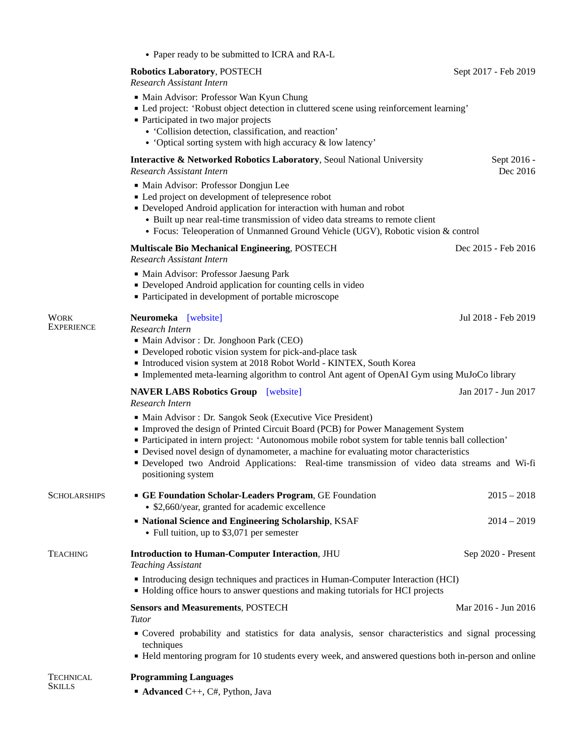- Paper ready to be submitted to ICRA and RA-L

**Robotics Laboratory**, POSTECH — Sept 2017 - Feb 2019
*Research Assistant Intern*

- Main Advisor: Professor Wan Kyun Chung
- Led project: 'Robust object detection in cluttered scene using reinforcement learning'
- Participated in two major projects
  - 'Collision detection, classification, and reaction'
  - 'Optical sorting system with high accuracy & low latency'

**Interactive & Networked Robotics Laboratory**, Seoul National University — Sept 2016 - Dec 2016
*Research Assistant Intern*

- Main Advisor: Professor Dongjun Lee
- Led project on development of telepresence robot
- Developed Android application for interaction with human and robot
  - Built up near real-time transmission of video data streams to remote client
  - Focus: Teleoperation of Unmanned Ground Vehicle (UGV), Robotic vision & control

**Multiscale Bio Mechanical Engineering**, POSTECH — Dec 2015 - Feb 2016
*Research Assistant Intern*

- Main Advisor: Professor Jaesung Park
- Developed Android application for counting cells in video
- Participated in development of portable microscope

## Work Experience

**Neuromeka** [website] — Jul 2018 - Feb 2019
*Research Intern*

- Main Advisor : Dr. Jonghoon Park (CEO)
- Developed robotic vision system for pick-and-place task
- Introduced vision system at 2018 Robot World - KINTEX, South Korea
- Implemented meta-learning algorithm to control Ant agent of OpenAI Gym using MuJoCo library

**NAVER LABS Robotics Group** [website] — Jan 2017 - Jun 2017
*Research Intern*

- Main Advisor : Dr. Sangok Seok (Executive Vice President)
- Improved the design of Printed Circuit Board (PCB) for Power Management System
- Participated in intern project: 'Autonomous mobile robot system for table tennis ball collection'
- Devised novel design of dynamometer, a machine for evaluating motor characteristics
- Developed two Android Applications: Real-time transmission of video data streams and Wi-fi positioning system

## Scholarships

- **GE Foundation Scholar-Leaders Program**, GE Foundation — 2015 – 2018
  - $2,660/year, granted for academic excellence
- **National Science and Engineering Scholarship**, KSAF — 2014 – 2019
  - Full tuition, up to $3,071 per semester

## Teaching

**Introduction to Human-Computer Interaction**, JHU — Sep 2020 - Present
*Teaching Assistant*

- Introducing design techniques and practices in Human-Computer Interaction (HCI)
- Holding office hours to answer questions and making tutorials for HCI projects

**Sensors and Measurements**, POSTECH — Mar 2016 - Jun 2016
*Tutor*

- Covered probability and statistics for data analysis, sensor characteristics and signal processing techniques
- Held mentoring program for 10 students every week, and answered questions both in-person and online

## Technical Skills

**Programming Languages**

- **Advanced** C++, C#, Python, Java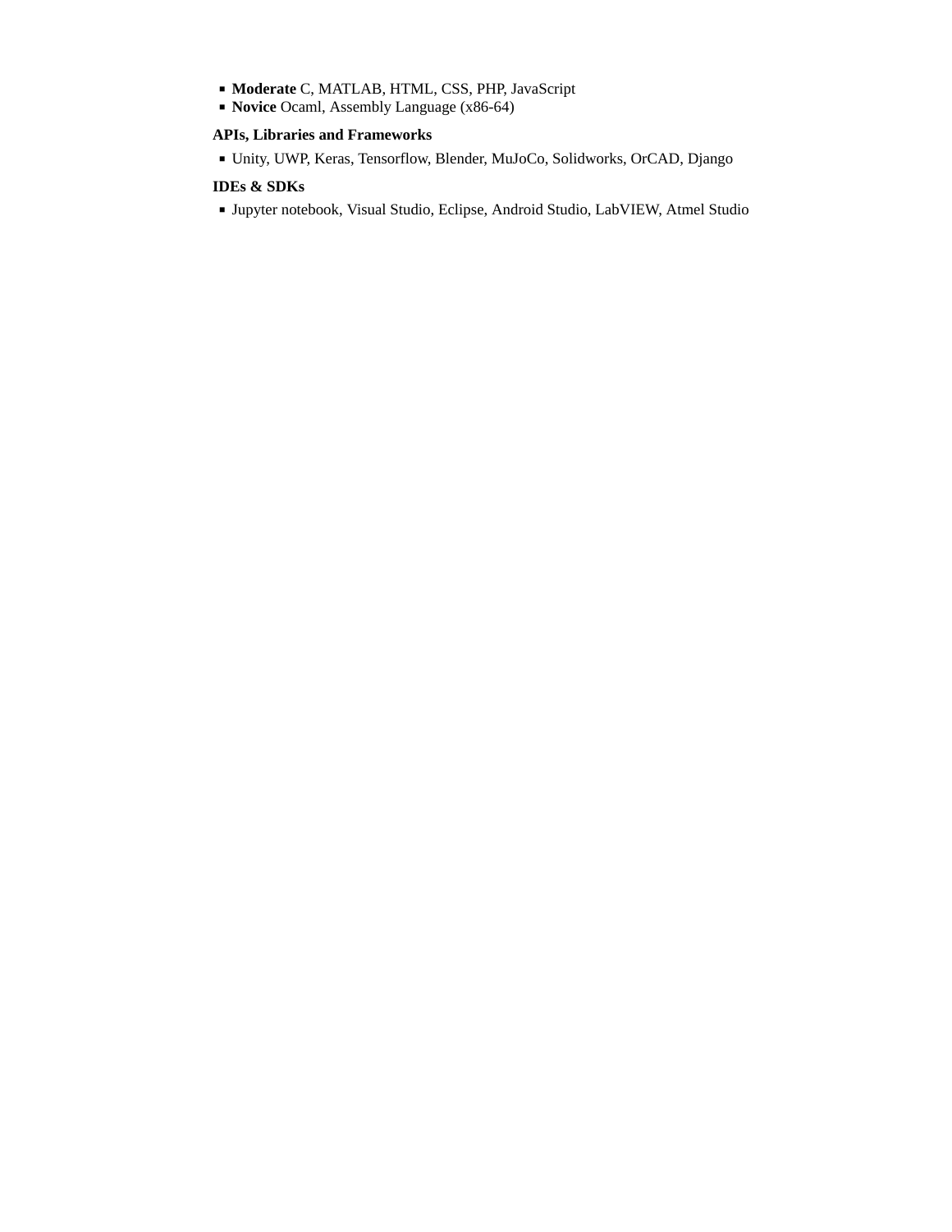- **Moderate** C, MATLAB, HTML, CSS, PHP, JavaScript
- **Novice** Ocaml, Assembly Language (x86-64)

**APIs, Libraries and Frameworks**

- Unity, UWP, Keras, Tensorflow, Blender, MuJoCo, Solidworks, OrCAD, Django

**IDEs & SDKs**

- Jupyter notebook, Visual Studio, Eclipse, Android Studio, LabVIEW, Atmel Studio